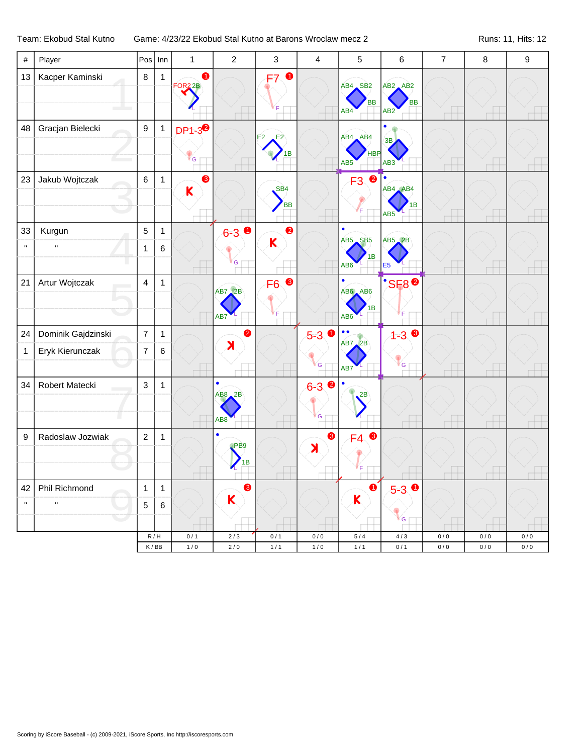Team: Ekobud Stal Kutno | Game: 4/23/22 Ekobud Stal Kutno at Barons Wroclaw mecz 2 | Runs: 11, Hits: 12

| # | Player | Pos | Inn | 1 | 2 | 3 | 4 | 5 | 6 | 7 | 8 | 9 |
|---|---|---|---|---|---|---|---|---|---|---|---|---|
| 13 | Kacper Kaminski | 8 | 1 | FOR2 2B L (1) | | F7 F (1) | | AB4 SB2 BB AB4 | AB2 AB2 BB AB2 | | | |
| 48 | Gracjan Bielecki | 9 | 1 | DP1-3 G (2) | | E2 E2 1B L | | AB4 AB4 HBP AB5 | 3B AB3 L | | | |
| 23 | Jakub Wojtczak | 6 | 1 | K (3) | | SB4 BB | | F3 F (2) | AB4 AB4 1B AB5 L | | | |
| 33 | Kurgun | 5 | 1 | | 6-3 G (1) | K (2) | | AB5 SB5 1B AB6 L | AB5 2B E5 L | | | |
| " | " | 1 | 6 | | | | | | | | | |
| 21 | Artur Wojtczak | 4 | 1 | | AB7 2B AB7 L | F6 F (3) | | AB6 AB6 1B AB6 L | SF8 F (2) | | | |
| 24 | Dominik Gajdzinski | 7 | 1 | | K (2) | | 5-3 G (1) | AB7 2B AB7 L | 1-3 G (3) | | | |
| 1 | Eryk Kierunczak | 7 | 6 | | | | | | | | | |
| 34 | Robert Matecki | 3 | 1 | | AB8 2B AB8 L | | 6-3 G (2) | 2B L | | | | |
| 9 | Radoslaw Jozwiak | 2 | 1 | | PB9 1B L | | K (3) | F4 F (3) | | | | |
| 42 | Phil Richmond | 1 | 1 | | K (3) | | | K (1) | 5-3 G (1) | | | |
| " | " | 5 | 6 | | | | | | | | | |
| | | R / H | | 0 / 1 | 2 / 3 | 0 / 1 | 0 / 0 | 5 / 4 | 4 / 3 | 0 / 0 | 0 / 0 | 0 / 0 |
| | | K / BB | | 1 / 0 | 2 / 0 | 1 / 1 | 1 / 0 | 1 / 1 | 0 / 1 | 0 / 0 | 0 / 0 | 0 / 0 |

Scoring by iScore Baseball - (c) 2009-2021, iScore Sports, Inc http://iscoresports.com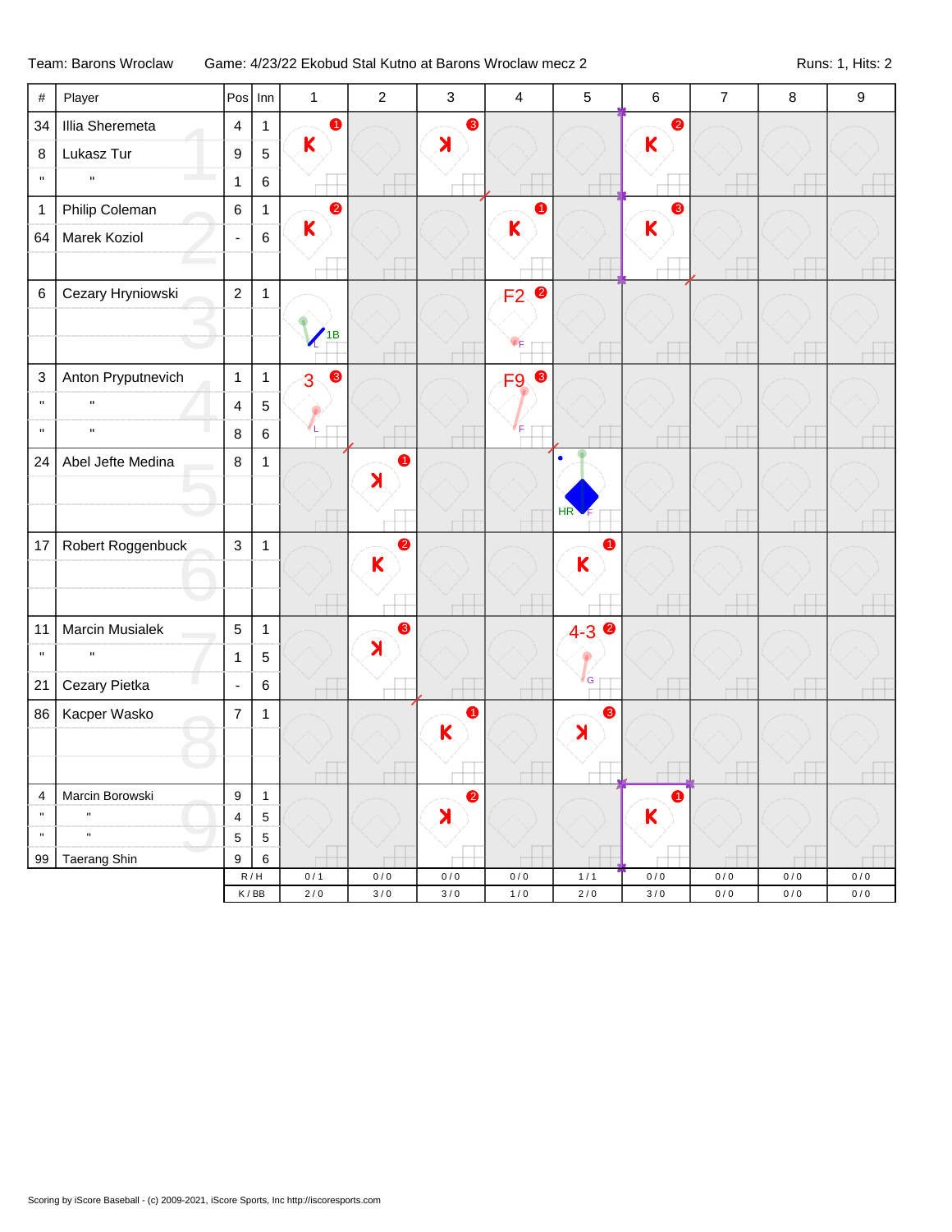Team: Barons Wroclaw | Game: 4/23/22 Ekobud Stal Kutno at Barons Wroclaw mecz 2 | Runs: 1, Hits: 2

| # | Player | Pos | Inn | 1 | 2 | 3 | 4 | 5 | 6 | 7 | 8 | 9 |
|---|---|---|---|---|---|---|---|---|---|---|---|---|
| 34 | Illia Sheremeta | 4 | 1 | K ❶ | | K (looking) ❸ | | | K ❷ | | | |
| 8 | Lukasz Tur | 9 | 5 | | | | | | | | | |
| " | " | 1 | 6 | | | | | | | | | |
| 1 | Philip Coleman | 6 | 1 | K ❷ | | | K ❶ | | K ❸ | | | |
| 64 | Marek Koziol | - | 6 | | | | | | | | | |
| 6 | Cezary Hryniowski | 2 | 1 | 1B L | | | F2 ❷ F | | | | | |
| 3 | Anton Pryputnevich | 1 | 1 | 3 ❸ L | | | F9 ❸ F | | | | | |
| " | " | 4 | 5 | | | | | | | | | |
| " | " | 8 | 6 | | | | | | | | | |
| 24 | Abel Jefte Medina | 8 | 1 | | K (looking) ❶ | | | HR F | | | | |
| 17 | Robert Roggenbuck | 3 | 1 | | K ❷ | | | K ❶ | | | | |
| 11 | Marcin Musialek | 5 | 1 | | K (looking) ❸ | | | 4-3 ❷ G | | | | |
| " | " | 1 | 5 | | | | | | | | | |
| 21 | Cezary Pietka | - | 6 | | | | | | | | | |
| 86 | Kacper Wasko | 7 | 1 | | | K ❶ | | K (looking) ❸ | | | | |
| 4 | Marcin Borowski | 9 | 1 | | | K (looking) ❷ | | | K ❶ | | | |
| " | " | 4 | 5 | | | | | | | | | |
| " | " | 5 | 5 | | | | | | | | | |
| 99 | Taerang Shin | 9 | 6 | | | | | | | | | |
| | | R / H | | 0 / 1 | 0 / 0 | 0 / 0 | 0 / 0 | 1 / 1 | 0 / 0 | 0 / 0 | 0 / 0 | 0 / 0 |
| | | K / BB | | 2 / 0 | 3 / 0 | 3 / 0 | 1 / 0 | 2 / 0 | 3 / 0 | 0 / 0 | 0 / 0 | 0 / 0 |

Scoring by iScore Baseball - (c) 2009-2021, iScore Sports, Inc http://iscoresports.com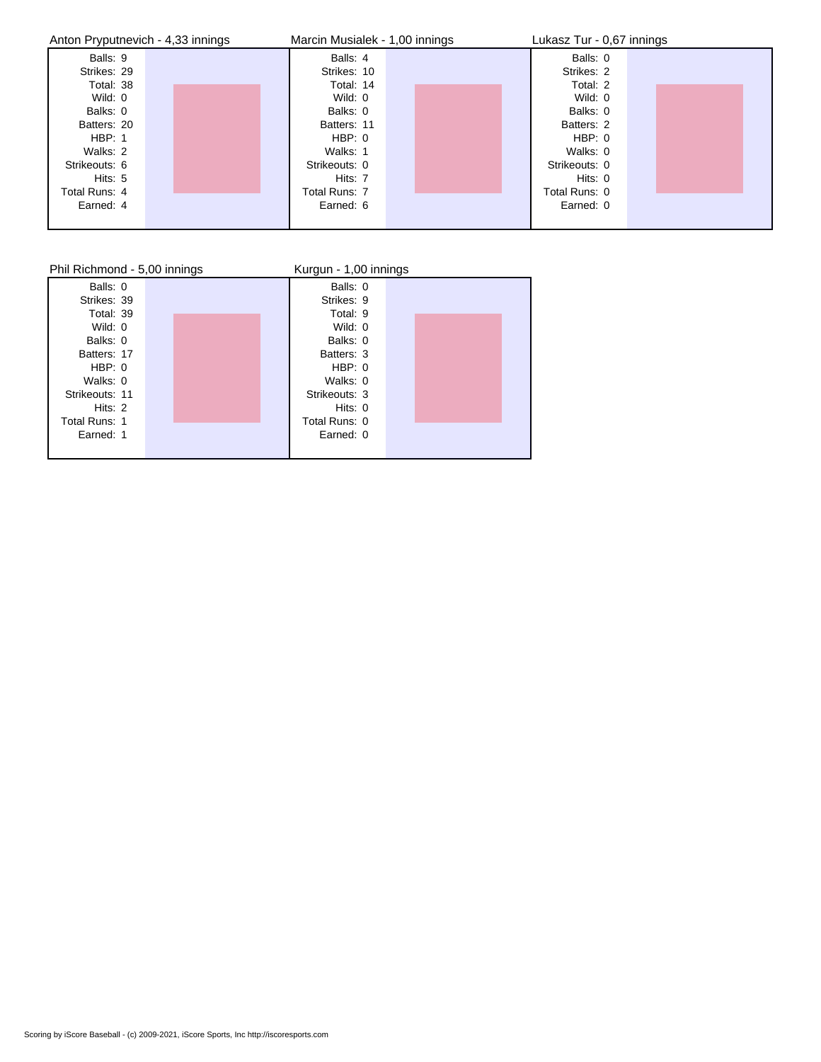## Anton Pryputnevich - 4,33 innings

| | |
|---|---|
| Balls: | 9 |
| Strikes: | 29 |
| Total: | 38 |
| Wild: | 0 |
| Balks: | 0 |
| Batters: | 20 |
| HBP: | 1 |
| Walks: | 2 |
| Strikeouts: | 6 |
| Hits: | 5 |
| Total Runs: | 4 |
| Earned: | 4 |

## Marcin Musialek - 1,00 innings

| | |
|---|---|
| Balls: | 4 |
| Strikes: | 10 |
| Total: | 14 |
| Wild: | 0 |
| Balks: | 0 |
| Batters: | 11 |
| HBP: | 0 |
| Walks: | 1 |
| Strikeouts: | 0 |
| Hits: | 7 |
| Total Runs: | 7 |
| Earned: | 6 |

## Lukasz Tur - 0,67 innings

| | |
|---|---|
| Balls: | 0 |
| Strikes: | 2 |
| Total: | 2 |
| Wild: | 0 |
| Balks: | 0 |
| Batters: | 2 |
| HBP: | 0 |
| Walks: | 0 |
| Strikeouts: | 0 |
| Hits: | 0 |
| Total Runs: | 0 |
| Earned: | 0 |

## Phil Richmond - 5,00 innings

| | |
|---|---|
| Balls: | 0 |
| Strikes: | 39 |
| Total: | 39 |
| Wild: | 0 |
| Balks: | 0 |
| Batters: | 17 |
| HBP: | 0 |
| Walks: | 0 |
| Strikeouts: | 11 |
| Hits: | 2 |
| Total Runs: | 1 |
| Earned: | 1 |

## Kurgun - 1,00 innings

| | |
|---|---|
| Balls: | 0 |
| Strikes: | 9 |
| Total: | 9 |
| Wild: | 0 |
| Balks: | 0 |
| Batters: | 3 |
| HBP: | 0 |
| Walks: | 0 |
| Strikeouts: | 3 |
| Hits: | 0 |
| Total Runs: | 0 |
| Earned: | 0 |

Scoring by iScore Baseball - (c) 2009-2021, iScore Sports, Inc http://iscoresports.com